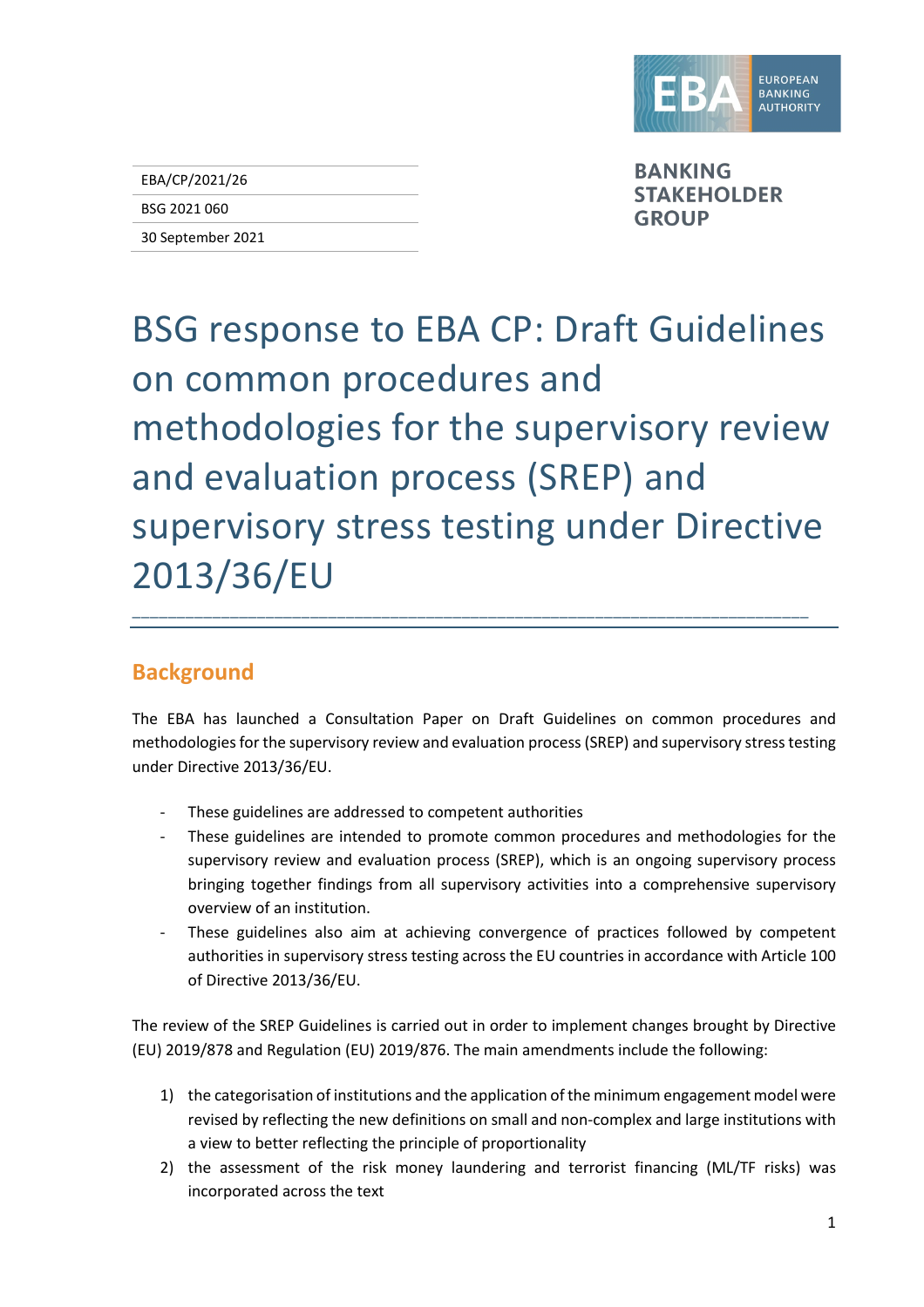EBA/CP/2021/26

BSG 2021 060

30 September 2021

BANKING STAKEHOLDER GROUP

# BSG response to EBA CP: Draft Guidelines on common procedures and methodologies for the supervisory review and evaluation process (SREP) and supervisory stress testing under Directive 2013/36/EU

## Background

The EBA has launched a Consultation Paper on Draft Guidelines on common procedures and methodologies for the supervisory review and evaluation process (SREP) and supervisory stress testing under Directive 2013/36/EU.

- These guidelines are addressed to competent authorities
- These guidelines are intended to promote common procedures and methodologies for the supervisory review and evaluation process (SREP), which is an ongoing supervisory process bringing together findings from all supervisory activities into a comprehensive supervisory overview of an institution.
- These guidelines also aim at achieving convergence of practices followed by competent authorities in supervisory stress testing across the EU countries in accordance with Article 100 of Directive 2013/36/EU.

The review of the SREP Guidelines is carried out in order to implement changes brought by Directive (EU) 2019/878 and Regulation (EU) 2019/876. The main amendments include the following:

1) the categorisation of institutions and the application of the minimum engagement model were revised by reflecting the new definitions on small and non-complex and large institutions with a view to better reflecting the principle of proportionality
2) the assessment of the risk money laundering and terrorist financing (ML/TF risks) was incorporated across the text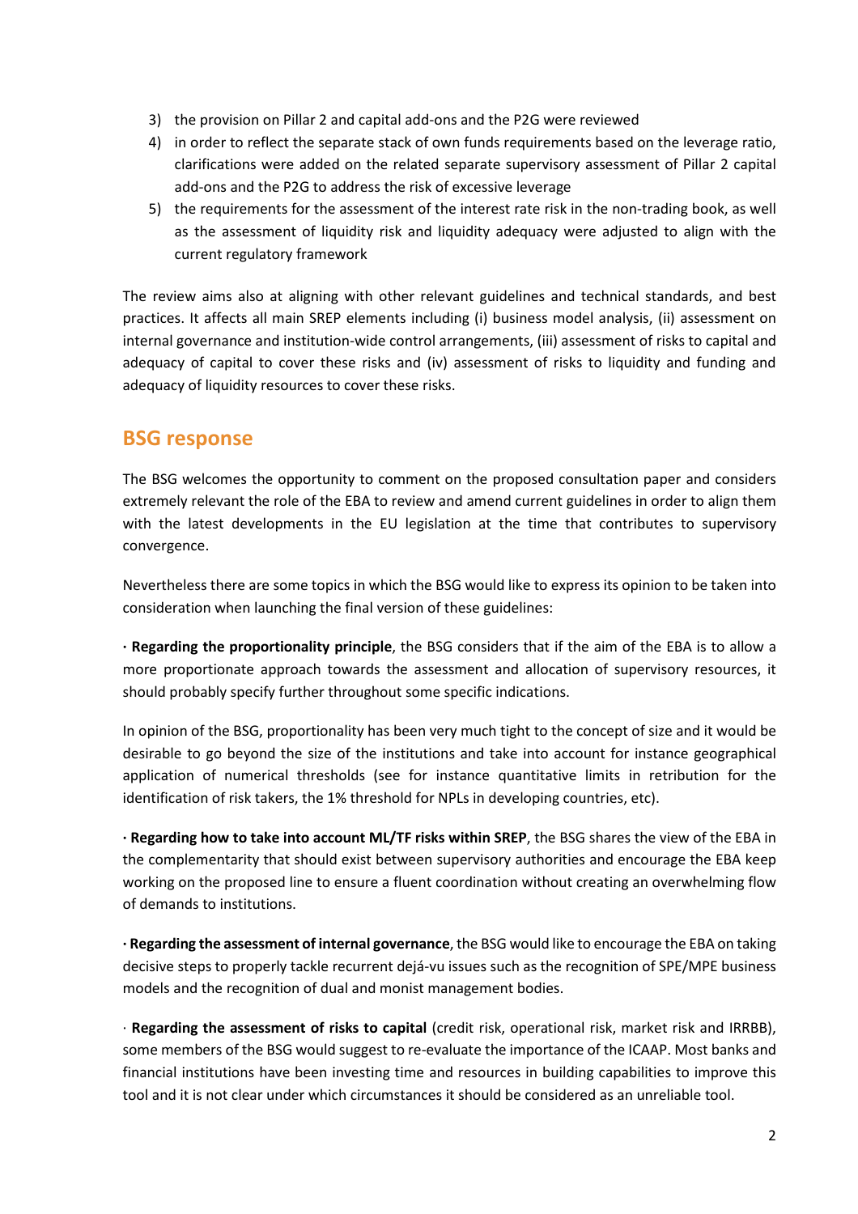3) the provision on Pillar 2 and capital add-ons and the P2G were reviewed
4) in order to reflect the separate stack of own funds requirements based on the leverage ratio, clarifications were added on the related separate supervisory assessment of Pillar 2 capital add-ons and the P2G to address the risk of excessive leverage
5) the requirements for the assessment of the interest rate risk in the non-trading book, as well as the assessment of liquidity risk and liquidity adequacy were adjusted to align with the current regulatory framework

The review aims also at aligning with other relevant guidelines and technical standards, and best practices. It affects all main SREP elements including (i) business model analysis, (ii) assessment on internal governance and institution-wide control arrangements, (iii) assessment of risks to capital and adequacy of capital to cover these risks and (iv) assessment of risks to liquidity and funding and adequacy of liquidity resources to cover these risks.

## BSG response

The BSG welcomes the opportunity to comment on the proposed consultation paper and considers extremely relevant the role of the EBA to review and amend current guidelines in order to align them with the latest developments in the EU legislation at the time that contributes to supervisory convergence.

Nevertheless there are some topics in which the BSG would like to express its opinion to be taken into consideration when launching the final version of these guidelines:

· **Regarding the proportionality principle**, the BSG considers that if the aim of the EBA is to allow a more proportionate approach towards the assessment and allocation of supervisory resources, it should probably specify further throughout some specific indications.

In opinion of the BSG, proportionality has been very much tight to the concept of size and it would be desirable to go beyond the size of the institutions and take into account for instance geographical application of numerical thresholds (see for instance quantitative limits in retribution for the identification of risk takers, the 1% threshold for NPLs in developing countries, etc).

· **Regarding how to take into account ML/TF risks within SREP**, the BSG shares the view of the EBA in the complementarity that should exist between supervisory authorities and encourage the EBA keep working on the proposed line to ensure a fluent coordination without creating an overwhelming flow of demands to institutions.

· **Regarding the assessment of internal governance**, the BSG would like to encourage the EBA on taking decisive steps to properly tackle recurrent dejá-vu issues such as the recognition of SPE/MPE business models and the recognition of dual and monist management bodies.

· **Regarding the assessment of risks to capital** (credit risk, operational risk, market risk and IRRBB), some members of the BSG would suggest to re-evaluate the importance of the ICAAP. Most banks and financial institutions have been investing time and resources in building capabilities to improve this tool and it is not clear under which circumstances it should be considered as an unreliable tool.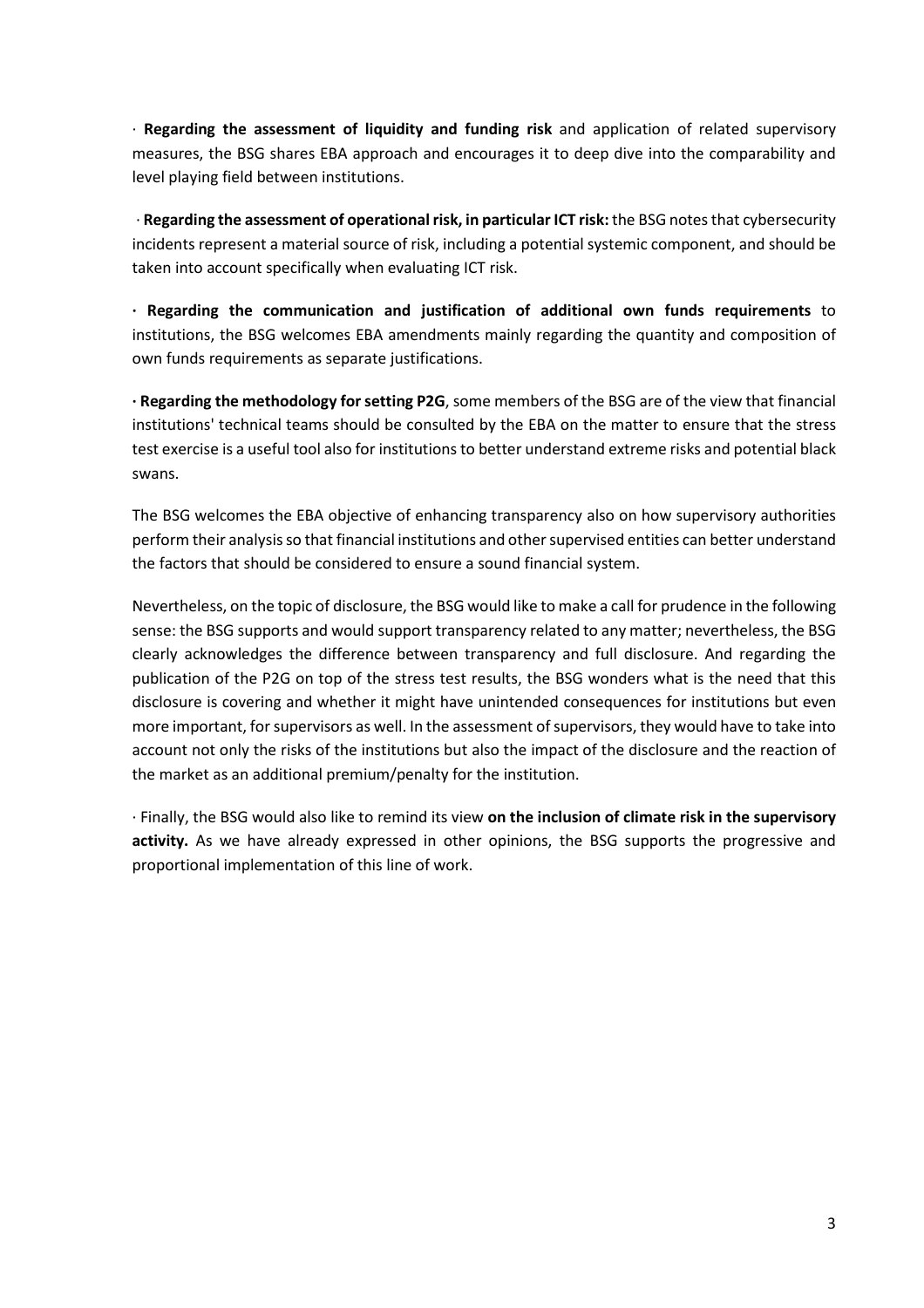· **Regarding the assessment of liquidity and funding risk** and application of related supervisory measures, the BSG shares EBA approach and encourages it to deep dive into the comparability and level playing field between institutions.

· **Regarding the assessment of operational risk, in particular ICT risk:** the BSG notes that cybersecurity incidents represent a material source of risk, including a potential systemic component, and should be taken into account specifically when evaluating ICT risk.

· **Regarding the communication and justification of additional own funds requirements** to institutions, the BSG welcomes EBA amendments mainly regarding the quantity and composition of own funds requirements as separate justifications.

· **Regarding the methodology for setting P2G**, some members of the BSG are of the view that financial institutions' technical teams should be consulted by the EBA on the matter to ensure that the stress test exercise is a useful tool also for institutions to better understand extreme risks and potential black swans.

The BSG welcomes the EBA objective of enhancing transparency also on how supervisory authorities perform their analysis so that financial institutions and other supervised entities can better understand the factors that should be considered to ensure a sound financial system.

Nevertheless, on the topic of disclosure, the BSG would like to make a call for prudence in the following sense: the BSG supports and would support transparency related to any matter; nevertheless, the BSG clearly acknowledges the difference between transparency and full disclosure. And regarding the publication of the P2G on top of the stress test results, the BSG wonders what is the need that this disclosure is covering and whether it might have unintended consequences for institutions but even more important, for supervisors as well. In the assessment of supervisors, they would have to take into account not only the risks of the institutions but also the impact of the disclosure and the reaction of the market as an additional premium/penalty for the institution.

· Finally, the BSG would also like to remind its view **on the inclusion of climate risk in the supervisory activity.** As we have already expressed in other opinions, the BSG supports the progressive and proportional implementation of this line of work.